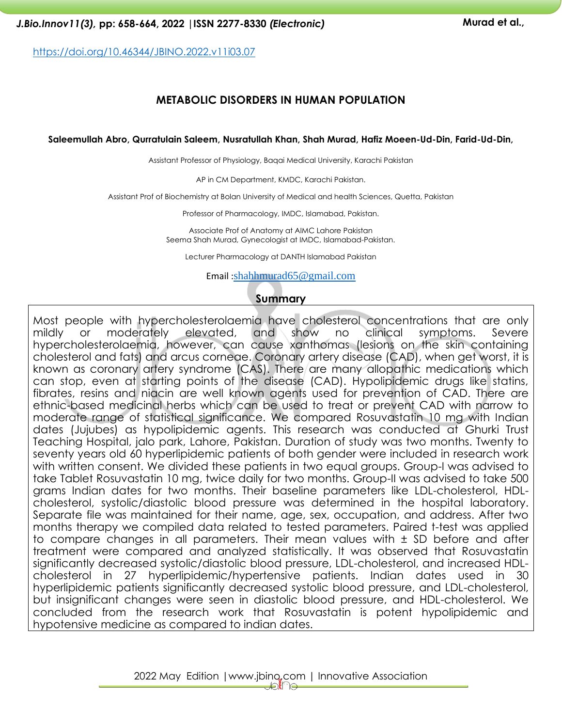https://doi.org/10.46344/JBINO.2022.v11i03.07

# METABOLIC DISORDERS IN HUMAN POPULATION

**Saleemullah Abro, Qurratulain Saleem, Nusratullah Khan, Shah Murad, Hafiz Moeen-Ud-Din, Farid-Ud-Din,**

Assistant Professor of Physiology, Baqai Medical University, Karachi Pakistan

AP in CM Department, KMDC, Karachi Pakistan.

Assistant Prof of Biochemistry at Bolan University of Medical and health Sciences, Quetta, Pakistan

Professor of Pharmacology, IMDC, Islamabad, Pakistan.

Associate Prof of Anatomy at AIMC Lahore Pakistan
Seema Shah Murad, Gynecologist at IMDC, Islamabad-Pakistan.

Lecturer Pharmacology at DANTH Islamabad Pakistan

Email :shahhmurad65@gmail.com

## Summary

Most people with hypercholesterolaemia have cholesterol concentrations that are only mildly or moderately elevated, and show no clinical symptoms. Severe hypercholesterolaemia, however, can cause xanthomas (lesions on the skin containing cholesterol and fats) and arcus corneae. Coronary artery disease (CAD), when get worst, it is known as coronary artery syndrome (CAS). There are many allopathic medications which can stop, even at starting points of the disease (CAD). Hypolipidemic drugs like statins, fibrates, resins and niacin are well known agents used for prevention of CAD. There are ethnic-based medicinal herbs which can be used to treat or prevent CAD with narrow to moderate range of statistical significance. We compared Rosuvastatin 10 mg with Indian dates (Jujubes) as hypolipidemic agents. This research was conducted at Ghurki Trust Teaching Hospital, jalo park, Lahore, Pakistan. Duration of study was two months. Twenty to seventy years old 60 hyperlipidemic patients of both gender were included in research work with written consent. We divided these patients in two equal groups. Group-I was advised to take Tablet Rosuvastatin 10 mg, twice daily for two months. Group-II was advised to take 500 grams Indian dates for two months. Their baseline parameters like LDL-cholesterol, HDL-cholesterol, systolic/diastolic blood pressure was determined in the hospital laboratory. Separate file was maintained for their name, age, sex, occupation, and address. After two months therapy we compiled data related to tested parameters. Paired t-test was applied to compare changes in all parameters. Their mean values with ± SD before and after treatment were compared and analyzed statistically. It was observed that Rosuvastatin significantly decreased systolic/diastolic blood pressure, LDL-cholesterol, and increased HDL-cholesterol in 27 hyperlipidemic/hypertensive patients. Indian dates used in 30 hyperlipidemic patients significantly decreased systolic blood pressure, and LDL-cholesterol, but insignificant changes were seen in diastolic blood pressure, and HDL-cholesterol. We concluded from the research work that Rosuvastatin is potent hypolipidemic and hypotensive medicine as compared to indian dates.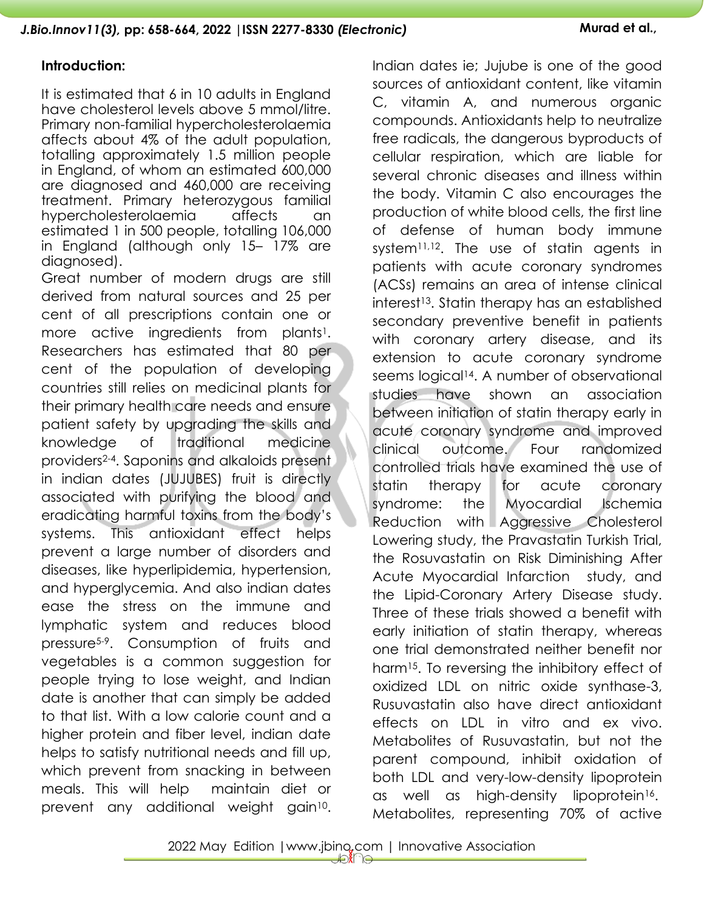## Introduction:

It is estimated that 6 in 10 adults in England have cholesterol levels above 5 mmol/litre. Primary non-familial hypercholesterolaemia affects about 4% of the adult population, totalling approximately 1.5 million people in England, of whom an estimated 600,000 are diagnosed and 460,000 are receiving treatment. Primary heterozygous familial hypercholesterolaemia affects an estimated 1 in 500 people, totalling 106,000 in England (although only 15– 17% are diagnosed).

Great number of modern drugs are still derived from natural sources and 25 per cent of all prescriptions contain one or more active ingredients from plants[1]. Researchers has estimated that 80 per cent of the population of developing countries still relies on medicinal plants for their primary health care needs and ensure patient safety by upgrading the skills and knowledge of traditional medicine providers[2-4]. Saponins and alkaloids present in indian dates (JUJUBES) fruit is directly associated with purifying the blood and eradicating harmful toxins from the body's systems. This antioxidant effect helps prevent a large number of disorders and diseases, like hyperlipidemia, hypertension, and hyperglycemia. And also indian dates ease the stress on the immune and lymphatic system and reduces blood pressure[5-9]. Consumption of fruits and vegetables is a common suggestion for people trying to lose weight, and Indian date is another that can simply be added to that list. With a low calorie count and a higher protein and fiber level, indian date helps to satisfy nutritional needs and fill up, which prevent from snacking in between meals. This will help maintain diet or prevent any additional weight gain[10]. Indian dates ie; Jujube is one of the good sources of antioxidant content, like vitamin C, vitamin A, and numerous organic compounds. Antioxidants help to neutralize free radicals, the dangerous byproducts of cellular respiration, which are liable for several chronic diseases and illness within the body. Vitamin C also encourages the production of white blood cells, the first line of defense of human body immune system[11,12]. The use of statin agents in patients with acute coronary syndromes (ACSs) remains an area of intense clinical interest[13]. Statin therapy has an established secondary preventive benefit in patients with coronary artery disease, and its extension to acute coronary syndrome seems logical[14]. A number of observational studies have shown an association between initiation of statin therapy early in acute coronary syndrome and improved clinical outcome. Four randomized controlled trials have examined the use of statin therapy for acute coronary syndrome: the Myocardial Ischemia Reduction with Aggressive Cholesterol Lowering study, the Pravastatin Turkish Trial, the Rosuvastatin on Risk Diminishing After Acute Myocardial Infarction study, and the Lipid-Coronary Artery Disease study. Three of these trials showed a benefit with early initiation of statin therapy, whereas one trial demonstrated neither benefit nor harm[15]. To reversing the inhibitory effect of oxidized LDL on nitric oxide synthase-3, Rusuvastatin also have direct antioxidant effects on LDL in vitro and ex vivo. Metabolites of Rusuvastatin, but not the parent compound, inhibit oxidation of both LDL and very-low-density lipoprotein as well as high-density lipoprotein[16]. Metabolites, representing 70% of active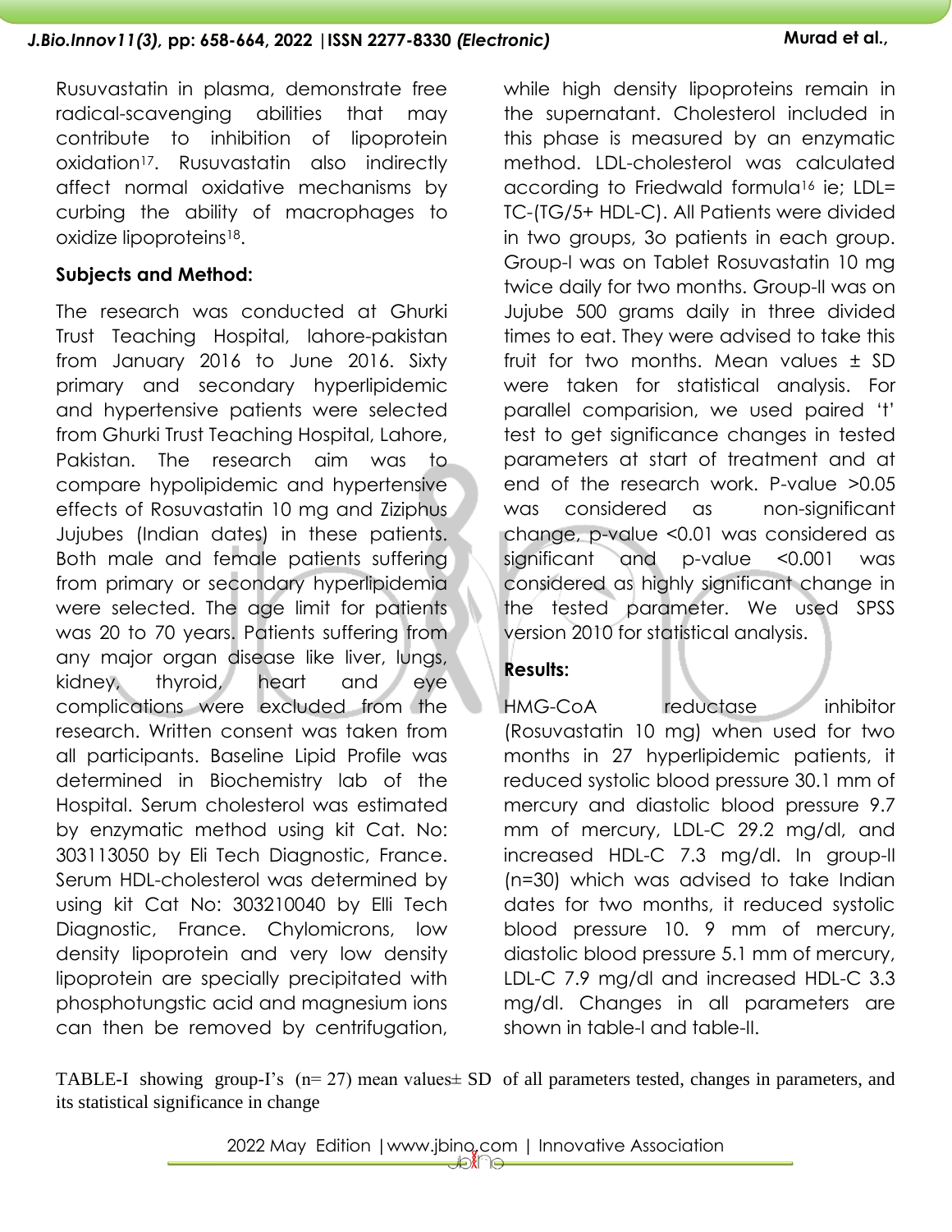Rusuvastatin in plasma, demonstrate free radical-scavenging abilities that may contribute to inhibition of lipoprotein oxidation[17]. Rusuvastatin also indirectly affect normal oxidative mechanisms by curbing the ability of macrophages to oxidize lipoproteins[18].

**Subjects and Method:**

The research was conducted at Ghurki Trust Teaching Hospital, lahore-pakistan from January 2016 to June 2016. Sixty primary and secondary hyperlipidemic and hypertensive patients were selected from Ghurki Trust Teaching Hospital, Lahore, Pakistan. The research aim was to compare hypolipidemic and hypertensive effects of Rosuvastatin 10 mg and Ziziphus Jujubes (Indian dates) in these patients. Both male and female patients suffering from primary or secondary hyperlipidemia were selected. The age limit for patients was 20 to 70 years. Patients suffering from any major organ disease like liver, lungs, kidney, thyroid, heart and eye complications were excluded from the research. Written consent was taken from all participants. Baseline Lipid Profile was determined in Biochemistry lab of the Hospital. Serum cholesterol was estimated by enzymatic method using kit Cat. No: 303113050 by Eli Tech Diagnostic, France. Serum HDL-cholesterol was determined by using kit Cat No: 303210040 by Elli Tech Diagnostic, France. Chylomicrons, low density lipoprotein and very low density lipoprotein are specially precipitated with phosphotungstic acid and magnesium ions can then be removed by centrifugation, while high density lipoproteins remain in the supernatant. Cholesterol included in this phase is measured by an enzymatic method. LDL-cholesterol was calculated according to Friedwald formula[16] ie; LDL= TC-(TG/5+ HDL-C). All Patients were divided in two groups, 3o patients in each group. Group-I was on Tablet Rosuvastatin 10 mg twice daily for two months. Group-II was on Jujube 500 grams daily in three divided times to eat. They were advised to take this fruit for two months. Mean values ± SD were taken for statistical analysis. For parallel comparision, we used paired 't' test to get significance changes in tested parameters at start of treatment and at end of the research work. P-value >0.05 was considered as non-significant change, p-value <0.01 was considered as significant and p-value <0.001 was considered as highly significant change in the tested parameter. We used SPSS version 2010 for statistical analysis.

**Results:**

HMG-CoA reductase inhibitor (Rosuvastatin 10 mg) when used for two months in 27 hyperlipidemic patients, it reduced systolic blood pressure 30.1 mm of mercury and diastolic blood pressure 9.7 mm of mercury, LDL-C 29.2 mg/dl, and increased HDL-C 7.3 mg/dl. In group-II (n=30) which was advised to take Indian dates for two months, it reduced systolic blood pressure 10. 9 mm of mercury, diastolic blood pressure 5.1 mm of mercury, LDL-C 7.9 mg/dl and increased HDL-C 3.3 mg/dl. Changes in all parameters are shown in table-I and table-II.

TABLE-I showing group-I's (n= 27) mean values± SD of all parameters tested, changes in parameters, and its statistical significance in change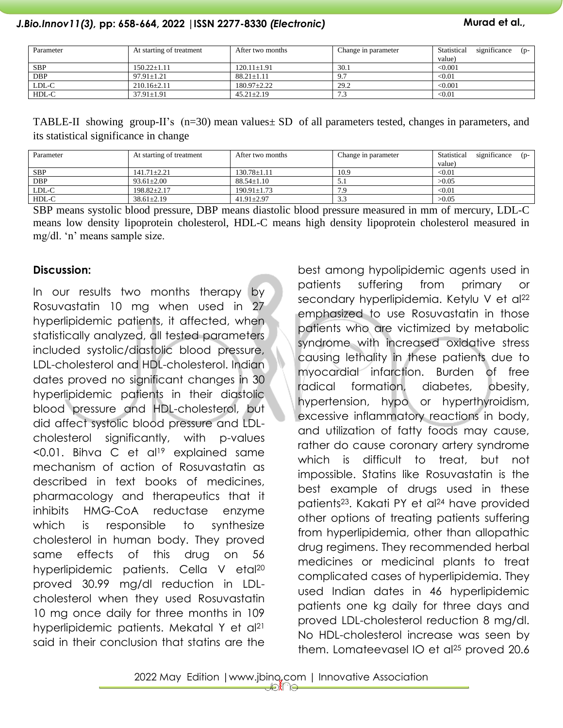| Parameter | At starting of treatment | After two months | Change in parameter | Statistical significance (p-value) |
|---|---|---|---|---|
| SBP | 150.22±1.11 | 120.11±1.91 | 30.1 | <0.001 |
| DBP | 97.91±1.21 | 88.21±1.11 | 9.7 | <0.01 |
| LDL-C | 210.16±2.11 | 180.97±2.22 | 29.2 | <0.001 |
| HDL-C | 37.91±1.91 | 45.21±2.19 | 7.3 | <0.01 |

TABLE-II showing group-II's (n=30) mean values± SD of all parameters tested, changes in parameters, and its statistical significance in change

| Parameter | At starting of treatment | After two months | Change in parameter | Statistical significance (p-value) |
|---|---|---|---|---|
| SBP | 141.71±2.21 | 130.78±1.11 | 10.9 | <0.01 |
| DBP | 93.61±2.00 | 88.54±1.10 | 5.1 | >0.05 |
| LDL-C | 198.82±2.17 | 190.91±1.73 | 7.9 | <0.01 |
| HDL-C | 38.61±2.19 | 41.91±2.97 | 3.3 | >0.05 |

SBP means systolic blood pressure, DBP means diastolic blood pressure measured in mm of mercury, LDL-C means low density lipoprotein cholesterol, HDL-C means high density lipoprotein cholesterol measured in mg/dl. 'n' means sample size.

## Discussion:

In our results two months therapy by Rosuvastatin 10 mg when used in 27 hyperlipidemic patients, it affected, when statistically analyzed, all tested parameters included systolic/diastolic blood pressure, LDL-cholesterol and HDL-cholesterol. Indian dates proved no significant changes in 30 hyperlipidemic patients in their diastolic blood pressure and HDL-cholesterol, but did affect systolic blood pressure and LDL-cholesterol significantly, with p-values <0.01. Bihva C et al[19] explained same mechanism of action of Rosuvastatin as described in text books of medicines, pharmacology and therapeutics that it inhibits HMG-CoA reductase enzyme which is responsible to synthesize cholesterol in human body. They proved same effects of this drug on 56 hyperlipidemic patients. Cella V etal[20] proved 30.99 mg/dl reduction in LDL-cholesterol when they used Rosuvastatin 10 mg once daily for three months in 109 hyperlipidemic patients. Mekatal Y et al[21] said in their conclusion that statins are the best among hypolipidemic agents used in patients suffering from primary or secondary hyperlipidemia. Ketylu V et al[22] emphasized to use Rosuvastatin in those patients who are victimized by metabolic syndrome with increased oxidative stress causing lethality in these patients due to myocardial infarction. Burden of free radical formation, diabetes, obesity, hypertension, hypo or hyperthyroidism, excessive inflammatory reactions in body, and utilization of fatty foods may cause, rather do cause coronary artery syndrome which is difficult to treat, but not impossible. Statins like Rosuvastatin is the best example of drugs used in these patients[23]. Kakati PY et al[24] have provided other options of treating patients suffering from hyperlipidemia, other than allopathic drug regimens. They recommended herbal medicines or medicinal plants to treat complicated cases of hyperlipidemia. They used Indian dates in 46 hyperlipidemic patients one kg daily for three days and proved LDL-cholesterol reduction 8 mg/dl. No HDL-cholesterol increase was seen by them. Lomateevasel IO et al[25] proved 20.6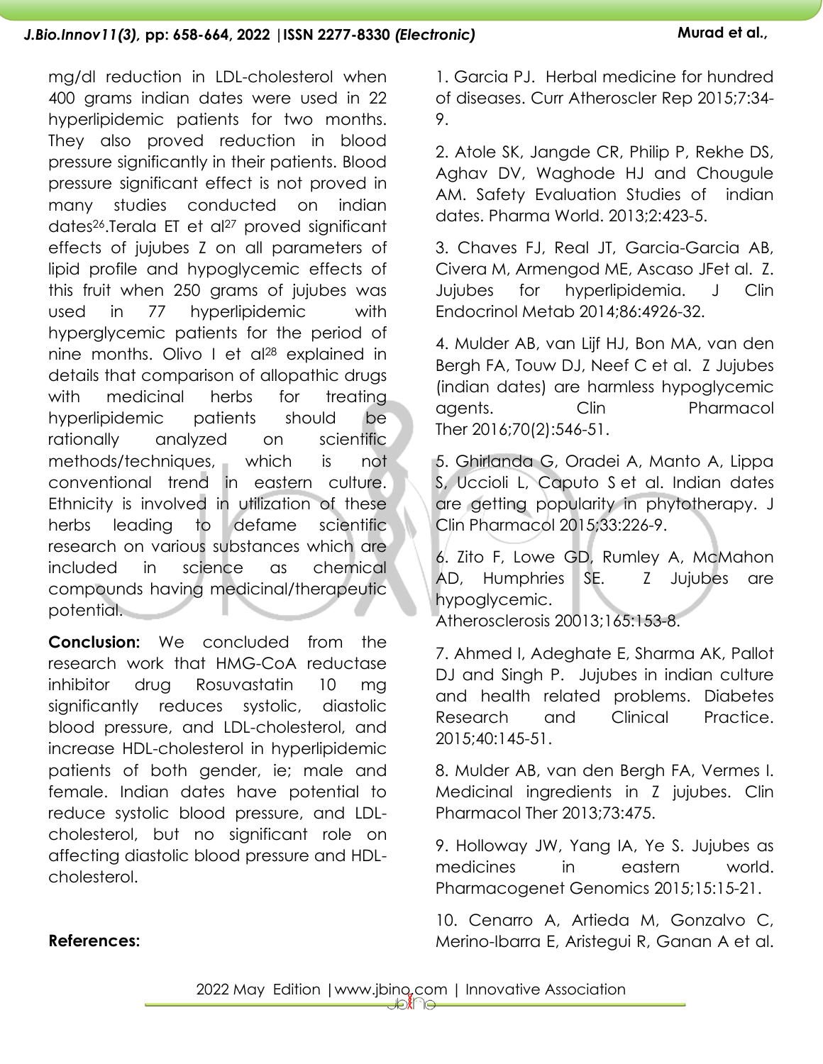mg/dl reduction in LDL-cholesterol when 400 grams indian dates were used in 22 hyperlipidemic patients for two months. They also proved reduction in blood pressure significantly in their patients. Blood pressure significant effect is not proved in many studies conducted on indian dates[26].Terala ET et al[27] proved significant effects of jujubes Z on all parameters of lipid profile and hypoglycemic effects of this fruit when 250 grams of jujubes was used in 77 hyperlipidemic with hyperglycemic patients for the period of nine months. Olivo I et al[28] explained in details that comparison of allopathic drugs with medicinal herbs for treating hyperlipidemic patients should be rationally analyzed on scientific methods/techniques, which is not conventional trend in eastern culture. Ethnicity is involved in utilization of these herbs leading to defame scientific research on various substances which are included in science as chemical compounds having medicinal/therapeutic potential.

**Conclusion:** We concluded from the research work that HMG-CoA reductase inhibitor drug Rosuvastatin 10 mg significantly reduces systolic, diastolic blood pressure, and LDL-cholesterol, and increase HDL-cholesterol in hyperlipidemic patients of both gender, ie; male and female. Indian dates have potential to reduce systolic blood pressure, and LDL-cholesterol, but no significant role on affecting diastolic blood pressure and HDL-cholesterol.

**References:**

1. Garcia PJ. Herbal medicine for hundred of diseases. Curr Atheroscler Rep 2015;7:34-9.

2. Atole SK, Jangde CR, Philip P, Rekhe DS, Aghav DV, Waghode HJ and Chougule AM. Safety Evaluation Studies of indian dates. Pharma World. 2013;2:423-5.

3. Chaves FJ, Real JT, Garcia-Garcia AB, Civera M, Armengod ME, Ascaso JFet al. Z. Jujubes for hyperlipidemia. J Clin Endocrinol Metab 2014;86:4926-32.

4. Mulder AB, van Lijf HJ, Bon MA, van den Bergh FA, Touw DJ, Neef C et al. Z Jujubes (indian dates) are harmless hypoglycemic agents. Clin Pharmacol Ther 2016;70(2):546-51.

5. Ghirlanda G, Oradei A, Manto A, Lippa S, Uccioli L, Caputo S et al. Indian dates are getting popularity in phytotherapy. J Clin Pharmacol 2015;33:226-9.

6. Zito F, Lowe GD, Rumley A, McMahon AD, Humphries SE. Z Jujubes are hypoglycemic. Atherosclerosis 20013;165:153-8.

7. Ahmed I, Adeghate E, Sharma AK, Pallot DJ and Singh P. Jujubes in indian culture and health related problems. Diabetes Research and Clinical Practice. 2015;40:145-51.

8. Mulder AB, van den Bergh FA, Vermes I. Medicinal ingredients in Z jujubes. Clin Pharmacol Ther 2013;73:475.

9. Holloway JW, Yang IA, Ye S. Jujubes as medicines in eastern world. Pharmacogenet Genomics 2015;15:15-21.

10. Cenarro A, Artieda M, Gonzalvo C, Merino-Ibarra E, Aristegui R, Ganan A et al.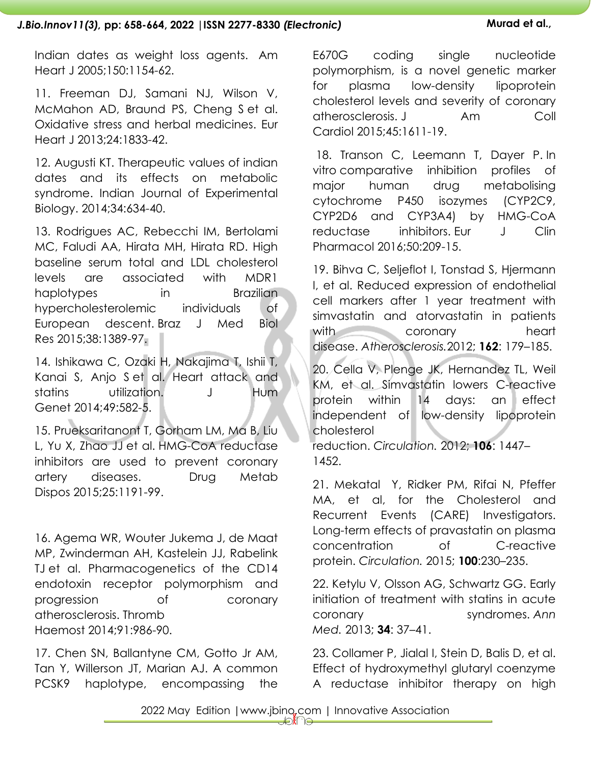Indian dates as weight loss agents. Am Heart J 2005;150:1154-62.

11. Freeman DJ, Samani NJ, Wilson V, McMahon AD, Braund PS, Cheng S et al. Oxidative stress and herbal medicines. Eur Heart J 2013;24:1833-42.

12. Augusti KT. Therapeutic values of indian dates and its effects on metabolic syndrome. Indian Journal of Experimental Biology. 2014;34:634-40.

13. Rodrigues AC, Rebecchi IM, Bertolami MC, Faludi AA, Hirata MH, Hirata RD. High baseline serum total and LDL cholesterol levels are associated with MDR1 haplotypes in Brazilian hypercholesterolemic individuals of European descent. Braz J Med Biol Res 2015;38:1389-97.

14. Ishikawa C, Ozaki H, Nakajima T, Ishii T, Kanai S, Anjo S et al. Heart attack and statins utilization. J Hum Genet 2014;49:582-5.

15. Prueksaritanont T, Gorham LM, Ma B, Liu L, Yu X, Zhao JJ et al. HMG-CoA reductase inhibitors are used to prevent coronary artery diseases. Drug Metab Dispos 2015;25:1191-99.

16. Agema WR, Wouter Jukema J, de Maat MP, Zwinderman AH, Kastelein JJ, Rabelink TJ et al. Pharmacogenetics of the CD14 endotoxin receptor polymorphism and progression of coronary atherosclerosis. Thromb Haemost 2014;91:986-90.

17. Chen SN, Ballantyne CM, Gotto Jr AM, Tan Y, Willerson JT, Marian AJ. A common PCSK9 haplotype, encompassing the E670G coding single nucleotide polymorphism, is a novel genetic marker for plasma low-density lipoprotein cholesterol levels and severity of coronary atherosclerosis. J Am Coll Cardiol 2015;45:1611-19.

18. Transon C, Leemann T, Dayer P. In vitro comparative inhibition profiles of major human drug metabolising cytochrome P450 isozymes (CYP2C9, CYP2D6 and CYP3A4) by HMG-CoA reductase inhibitors. Eur J Clin Pharmacol 2016;50:209-15.

19. Bihva C, Seljeflot I, Tonstad S, Hjermann I, et al. Reduced expression of endothelial cell markers after 1 year treatment with simvastatin and atorvastatin in patients with coronary heart disease. *Atherosclerosis.* 2012; **162**: 179–185.

20. Cella V, Plenge JK, Hernandez TL, Weil KM, et al. Simvastatin lowers C-reactive protein within 14 days: an effect independent of low-density lipoprotein cholesterol reduction. *Circulation.* 2012; **106**: 1447–1452.

21. Mekatal Y, Ridker PM, Rifai N, Pfeffer MA, et al, for the Cholesterol and Recurrent Events (CARE) Investigators. Long-term effects of pravastatin on plasma concentration of C-reactive protein. *Circulation.* 2015; **100**:230–235.

22. Ketylu V, Olsson AG, Schwartz GG. Early initiation of treatment with statins in acute coronary syndromes. *Ann Med.* 2013; **34**: 37–41.

23. Collamer P, Jialal I, Stein D, Balis D, et al. Effect of hydroxymethyl glutaryl coenzyme A reductase inhibitor therapy on high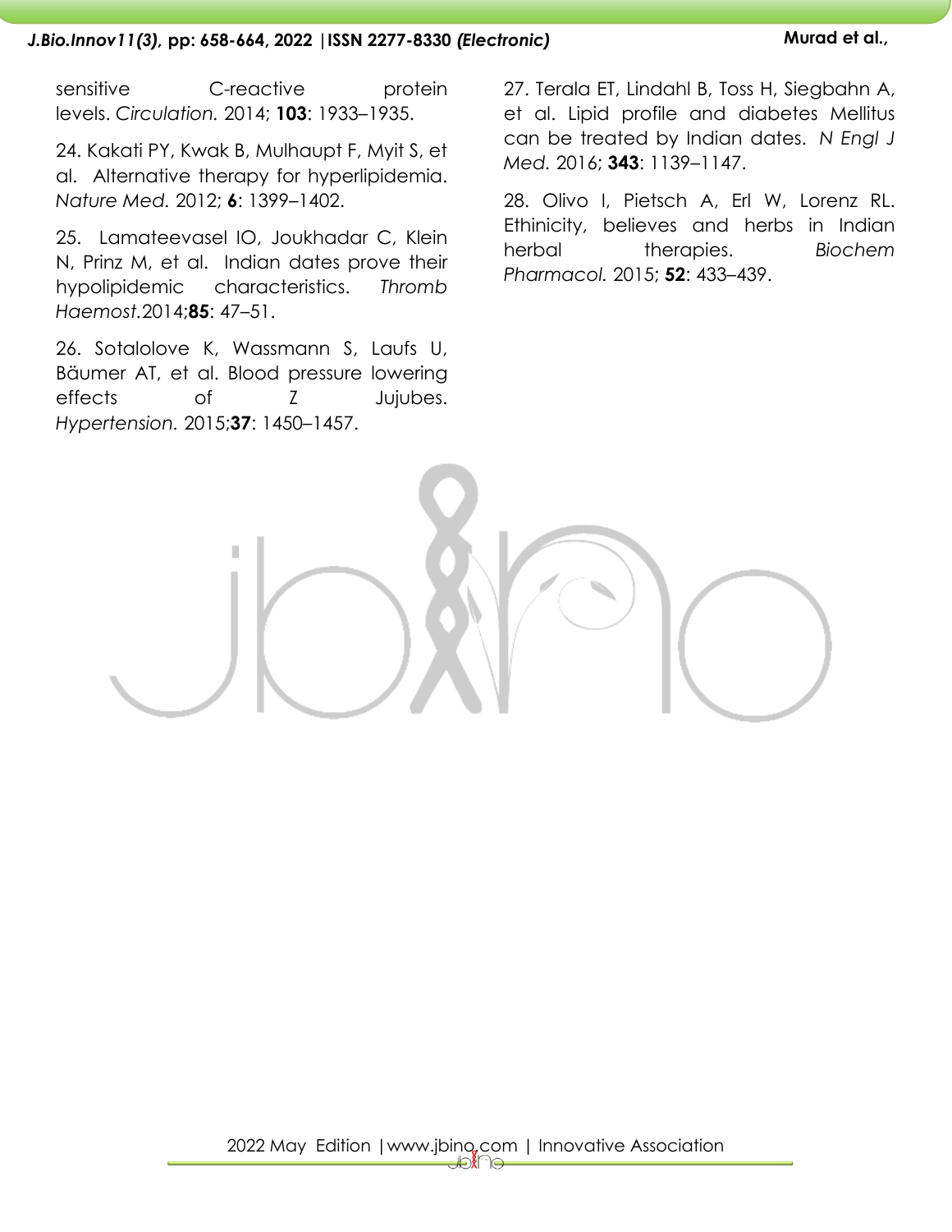sensitive C-reactive protein levels. *Circulation.* 2014; **103**: 1933–1935.

24. Kakati PY, Kwak B, Mulhaupt F, Myit S, et al. Alternative therapy for hyperlipidemia. *Nature Med.* 2012; **6**: 1399–1402.

25. Lamateevasel IO, Joukhadar C, Klein N, Prinz M, et al. Indian dates prove their hypolipidemic characteristics. *Thromb Haemost.*2014;**85**: 47–51.

26. Sotalolove K, Wassmann S, Laufs U, Bäumer AT, et al. Blood pressure lowering effects of Z Jujubes. *Hypertension.* 2015;**37**: 1450–1457.

27. Terala ET, Lindahl B, Toss H, Siegbahn A, et al. Lipid profile and diabetes Mellitus can be treated by Indian dates. *N Engl J Med.* 2016; **343**: 1139–1147.

28. Olivo I, Pietsch A, Erl W, Lorenz RL. Ethinicity, believes and herbs in Indian herbal therapies. *Biochem Pharmacol.* 2015; **52**: 433–439.